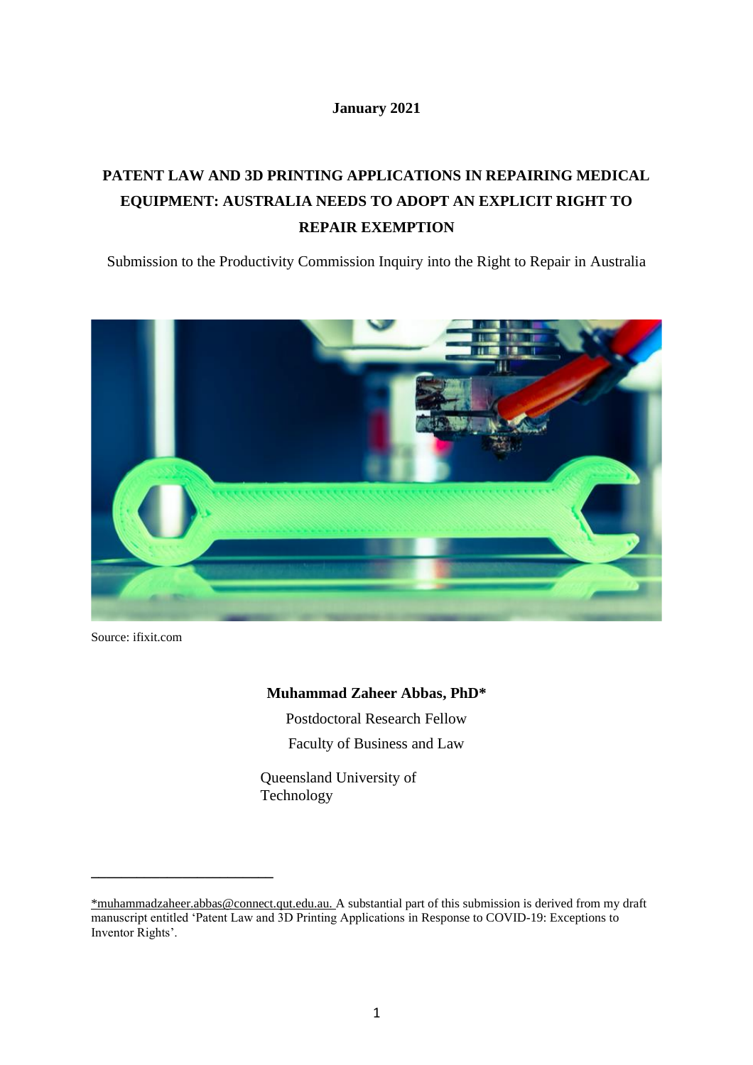**January 2021**

# PATENT LAW AND 3D PRINTING APPLICATIONS IN REPAIRING MEDICAL EQUIPMENT: AUSTRALIA NEEDS TO ADOPT AN EXPLICIT RIGHT TO REPAIR EXEMPTION

Submission to the Productivity Commission Inquiry into the Right to Repair in Australia

Source: ifixit.com

**Muhammad Zaheer Abbas, PhD***

Postdoctoral Research Fellow

Faculty of Business and Law

Queensland University of Technology

---

*muhammadzaheer.abbas@connect.qut.edu.au. A substantial part of this submission is derived from my draft manuscript entitled 'Patent Law and 3D Printing Applications in Response to COVID-19: Exceptions to Inventor Rights'.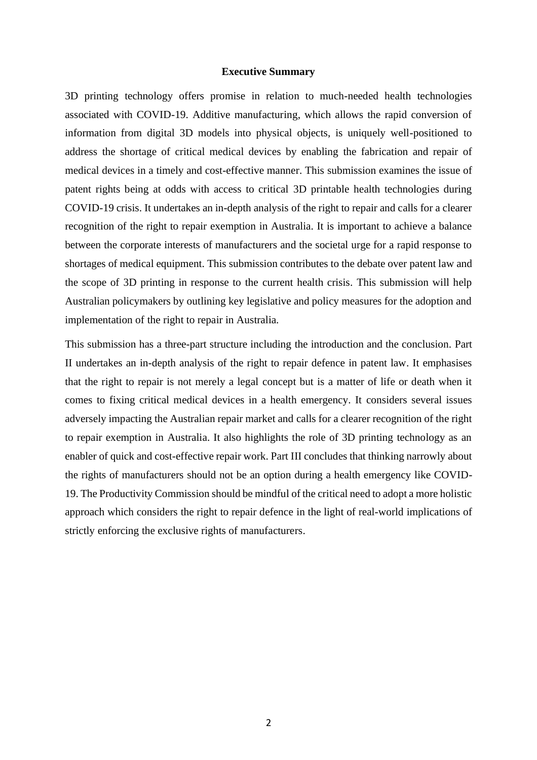## Executive Summary

3D printing technology offers promise in relation to much-needed health technologies associated with COVID-19. Additive manufacturing, which allows the rapid conversion of information from digital 3D models into physical objects, is uniquely well-positioned to address the shortage of critical medical devices by enabling the fabrication and repair of medical devices in a timely and cost-effective manner. This submission examines the issue of patent rights being at odds with access to critical 3D printable health technologies during COVID-19 crisis. It undertakes an in-depth analysis of the right to repair and calls for a clearer recognition of the right to repair exemption in Australia. It is important to achieve a balance between the corporate interests of manufacturers and the societal urge for a rapid response to shortages of medical equipment. This submission contributes to the debate over patent law and the scope of 3D printing in response to the current health crisis. This submission will help Australian policymakers by outlining key legislative and policy measures for the adoption and implementation of the right to repair in Australia.

This submission has a three-part structure including the introduction and the conclusion. Part II undertakes an in-depth analysis of the right to repair defence in patent law. It emphasises that the right to repair is not merely a legal concept but is a matter of life or death when it comes to fixing critical medical devices in a health emergency. It considers several issues adversely impacting the Australian repair market and calls for a clearer recognition of the right to repair exemption in Australia. It also highlights the role of 3D printing technology as an enabler of quick and cost-effective repair work. Part III concludes that thinking narrowly about the rights of manufacturers should not be an option during a health emergency like COVID-19. The Productivity Commission should be mindful of the critical need to adopt a more holistic approach which considers the right to repair defence in the light of real-world implications of strictly enforcing the exclusive rights of manufacturers.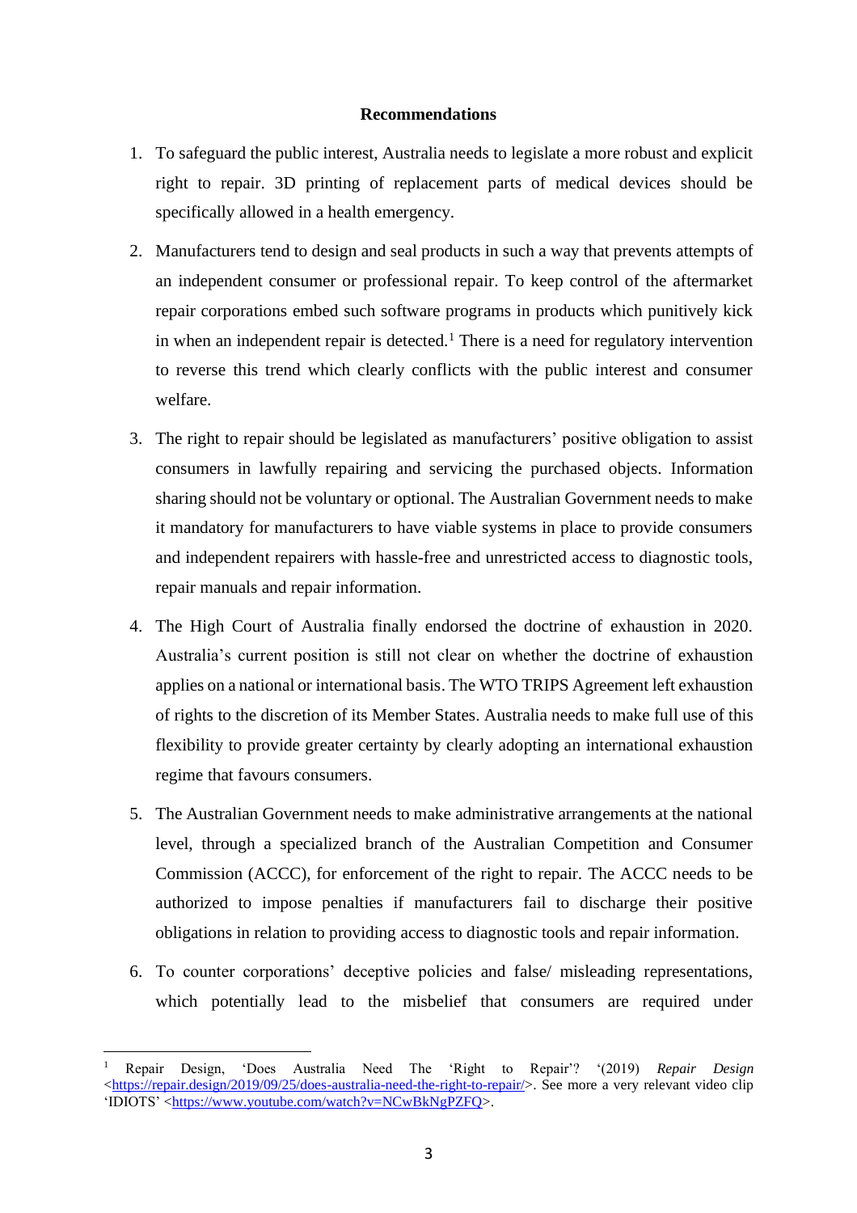**Recommendations**

1. To safeguard the public interest, Australia needs to legislate a more robust and explicit right to repair. 3D printing of replacement parts of medical devices should be specifically allowed in a health emergency.

2. Manufacturers tend to design and seal products in such a way that prevents attempts of an independent consumer or professional repair. To keep control of the aftermarket repair corporations embed such software programs in products which punitively kick in when an independent repair is detected.[1] There is a need for regulatory intervention to reverse this trend which clearly conflicts with the public interest and consumer welfare.

3. The right to repair should be legislated as manufacturers' positive obligation to assist consumers in lawfully repairing and servicing the purchased objects. Information sharing should not be voluntary or optional. The Australian Government needs to make it mandatory for manufacturers to have viable systems in place to provide consumers and independent repairers with hassle-free and unrestricted access to diagnostic tools, repair manuals and repair information.

4. The High Court of Australia finally endorsed the doctrine of exhaustion in 2020. Australia's current position is still not clear on whether the doctrine of exhaustion applies on a national or international basis. The WTO TRIPS Agreement left exhaustion of rights to the discretion of its Member States. Australia needs to make full use of this flexibility to provide greater certainty by clearly adopting an international exhaustion regime that favours consumers.

5. The Australian Government needs to make administrative arrangements at the national level, through a specialized branch of the Australian Competition and Consumer Commission (ACCC), for enforcement of the right to repair. The ACCC needs to be authorized to impose penalties if manufacturers fail to discharge their positive obligations in relation to providing access to diagnostic tools and repair information.

6. To counter corporations' deceptive policies and false/ misleading representations, which potentially lead to the misbelief that consumers are required under

---

[1] Repair Design, 'Does Australia Need The 'Right to Repair'? '(2019) *Repair Design* <https://repair.design/2019/09/25/does-australia-need-the-right-to-repair/>. See more a very relevant video clip 'IDIOTS' <https://www.youtube.com/watch?v=NCwBkNgPZFQ>.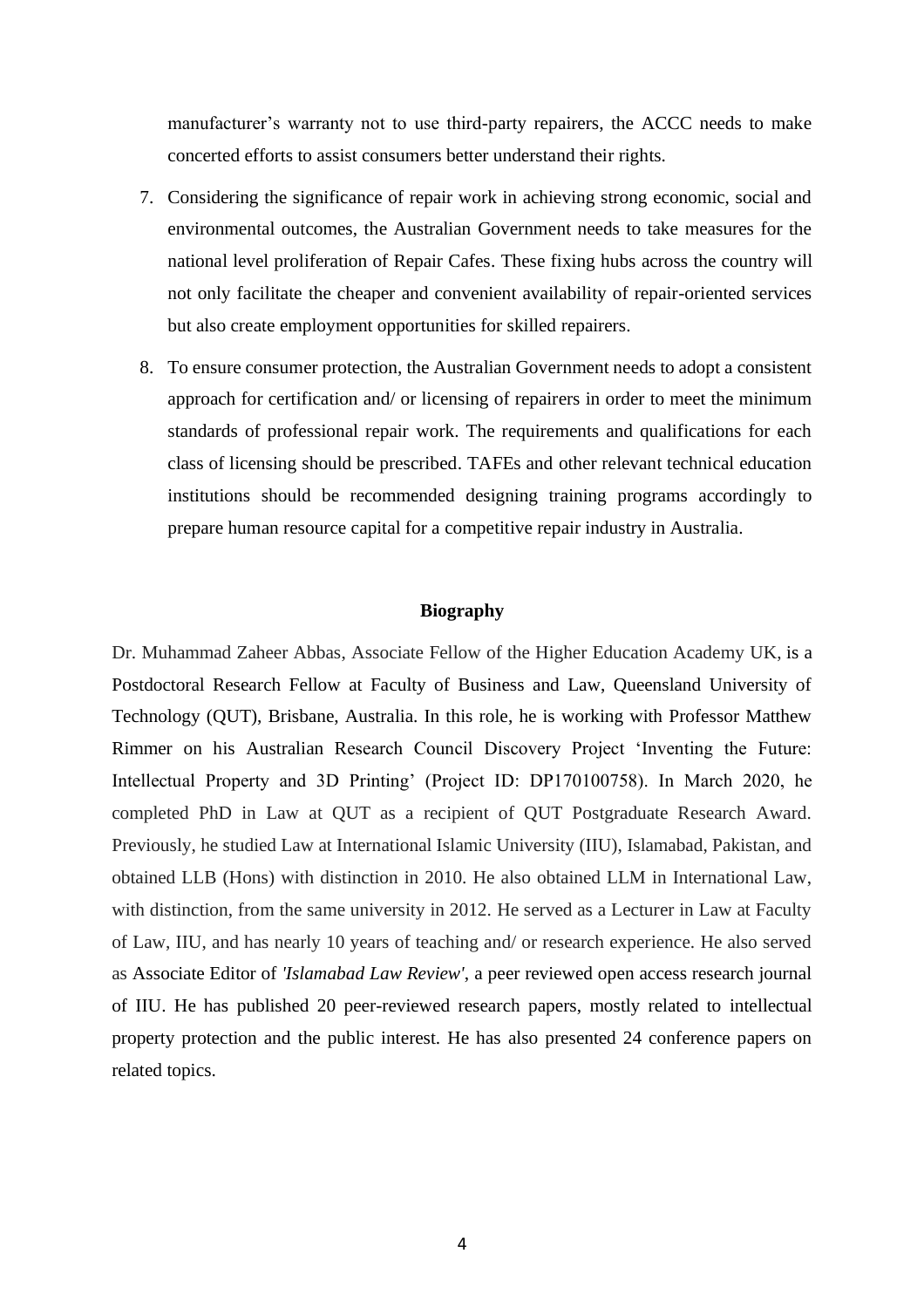manufacturer's warranty not to use third-party repairers, the ACCC needs to make concerted efforts to assist consumers better understand their rights.

7. Considering the significance of repair work in achieving strong economic, social and environmental outcomes, the Australian Government needs to take measures for the national level proliferation of Repair Cafes. These fixing hubs across the country will not only facilitate the cheaper and convenient availability of repair-oriented services but also create employment opportunities for skilled repairers.

8. To ensure consumer protection, the Australian Government needs to adopt a consistent approach for certification and/ or licensing of repairers in order to meet the minimum standards of professional repair work. The requirements and qualifications for each class of licensing should be prescribed. TAFEs and other relevant technical education institutions should be recommended designing training programs accordingly to prepare human resource capital for a competitive repair industry in Australia.

## Biography

Dr. Muhammad Zaheer Abbas, Associate Fellow of the Higher Education Academy UK, is a Postdoctoral Research Fellow at Faculty of Business and Law, Queensland University of Technology (QUT), Brisbane, Australia. In this role, he is working with Professor Matthew Rimmer on his Australian Research Council Discovery Project 'Inventing the Future: Intellectual Property and 3D Printing' (Project ID: DP170100758). In March 2020, he completed PhD in Law at QUT as a recipient of QUT Postgraduate Research Award. Previously, he studied Law at International Islamic University (IIU), Islamabad, Pakistan, and obtained LLB (Hons) with distinction in 2010. He also obtained LLM in International Law, with distinction, from the same university in 2012. He served as a Lecturer in Law at Faculty of Law, IIU, and has nearly 10 years of teaching and/ or research experience. He also served as Associate Editor of *'Islamabad Law Review'*, a peer reviewed open access research journal of IIU. He has published 20 peer-reviewed research papers, mostly related to intellectual property protection and the public interest. He has also presented 24 conference papers on related topics.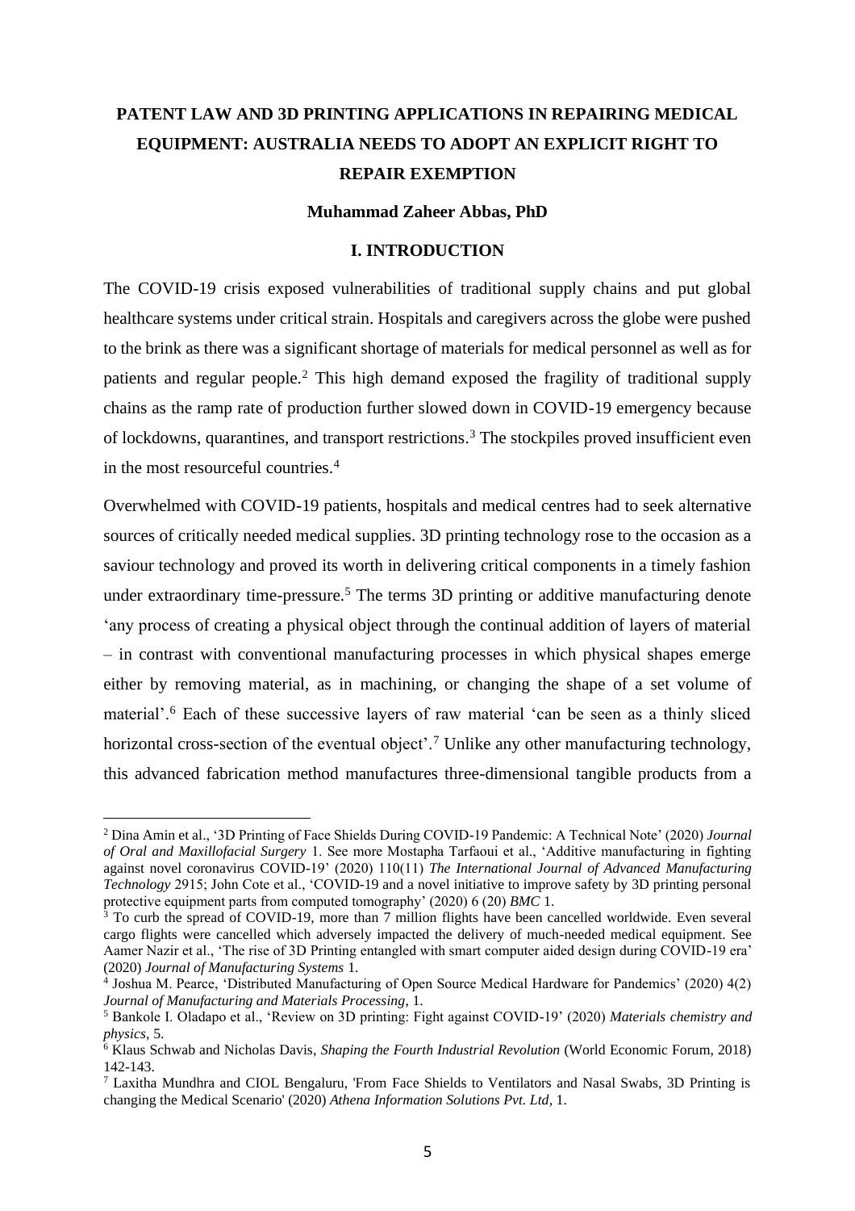# PATENT LAW AND 3D PRINTING APPLICATIONS IN REPAIRING MEDICAL EQUIPMENT: AUSTRALIA NEEDS TO ADOPT AN EXPLICIT RIGHT TO REPAIR EXEMPTION

**Muhammad Zaheer Abbas, PhD**

## I. INTRODUCTION

The COVID-19 crisis exposed vulnerabilities of traditional supply chains and put global healthcare systems under critical strain. Hospitals and caregivers across the globe were pushed to the brink as there was a significant shortage of materials for medical personnel as well as for patients and regular people.[2] This high demand exposed the fragility of traditional supply chains as the ramp rate of production further slowed down in COVID-19 emergency because of lockdowns, quarantines, and transport restrictions.[3] The stockpiles proved insufficient even in the most resourceful countries.[4]

Overwhelmed with COVID-19 patients, hospitals and medical centres had to seek alternative sources of critically needed medical supplies. 3D printing technology rose to the occasion as a saviour technology and proved its worth in delivering critical components in a timely fashion under extraordinary time-pressure.[5] The terms 3D printing or additive manufacturing denote 'any process of creating a physical object through the continual addition of layers of material – in contrast with conventional manufacturing processes in which physical shapes emerge either by removing material, as in machining, or changing the shape of a set volume of material'.[6] Each of these successive layers of raw material 'can be seen as a thinly sliced horizontal cross-section of the eventual object'.[7] Unlike any other manufacturing technology, this advanced fabrication method manufactures three-dimensional tangible products from a

---

[2] Dina Amin et al., '3D Printing of Face Shields During COVID-19 Pandemic: A Technical Note' (2020) *Journal of Oral and Maxillofacial Surgery* 1. See more Mostapha Tarfaoui et al., 'Additive manufacturing in fighting against novel coronavirus COVID-19' (2020) 110(11) *The International Journal of Advanced Manufacturing Technology* 2915; John Cote et al., 'COVID-19 and a novel initiative to improve safety by 3D printing personal protective equipment parts from computed tomography' (2020) 6 (20) *BMC* 1.

[3] To curb the spread of COVID-19, more than 7 million flights have been cancelled worldwide. Even several cargo flights were cancelled which adversely impacted the delivery of much-needed medical equipment. See Aamer Nazir et al., 'The rise of 3D Printing entangled with smart computer aided design during COVID-19 era' (2020) *Journal of Manufacturing Systems* 1.

[4] Joshua M. Pearce, 'Distributed Manufacturing of Open Source Medical Hardware for Pandemics' (2020) 4(2) *Journal of Manufacturing and Materials Processing*, 1.

[5] Bankole I. Oladapo et al., 'Review on 3D printing: Fight against COVID-19' (2020) *Materials chemistry and physics*, 5.

[6] Klaus Schwab and Nicholas Davis, *Shaping the Fourth Industrial Revolution* (World Economic Forum, 2018) 142-143.

[7] Laxitha Mundhra and CIOL Bengaluru, 'From Face Shields to Ventilators and Nasal Swabs, 3D Printing is changing the Medical Scenario' (2020) *Athena Information Solutions Pvt. Ltd*, 1.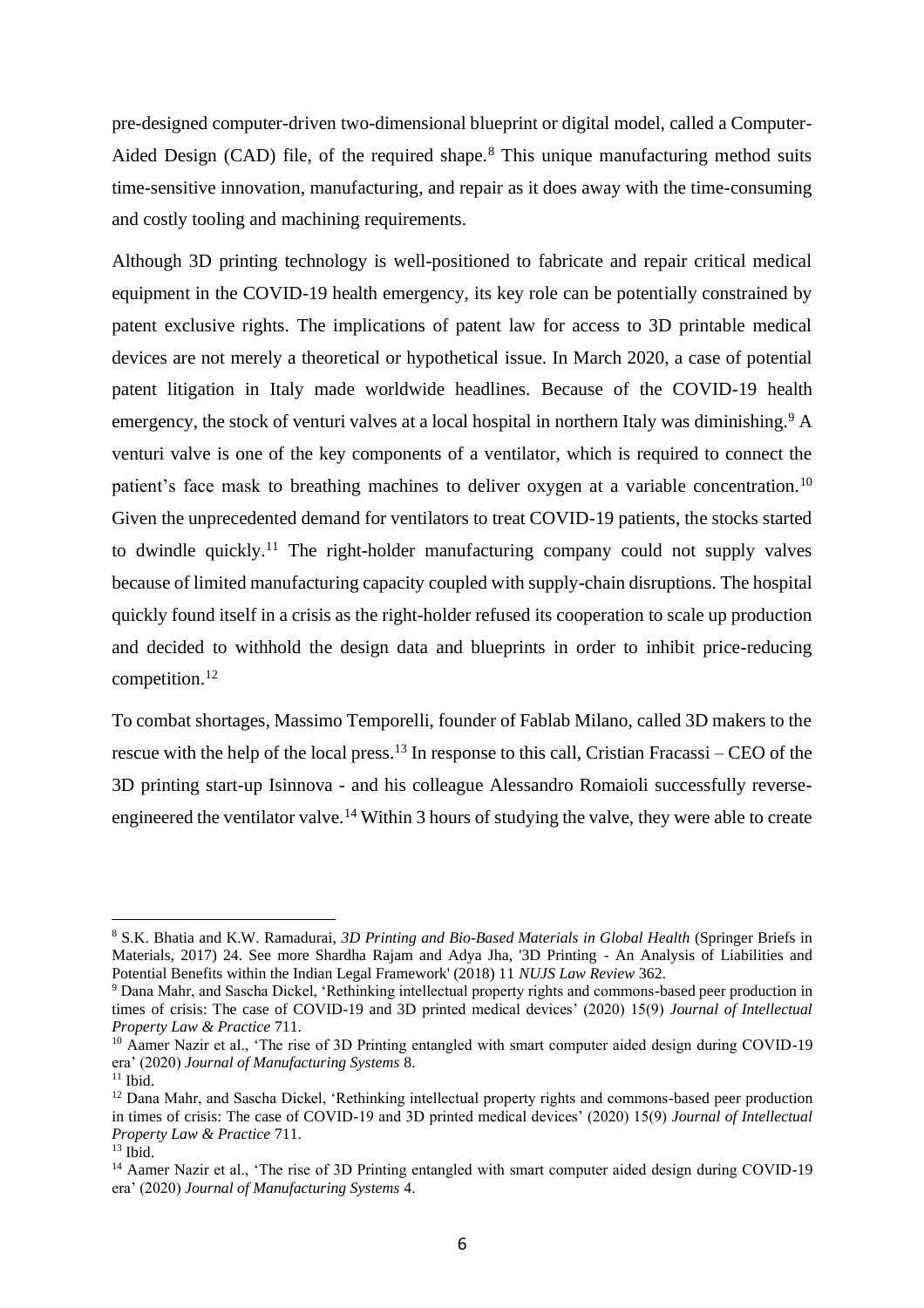pre-designed computer-driven two-dimensional blueprint or digital model, called a Computer-Aided Design (CAD) file, of the required shape.[8] This unique manufacturing method suits time-sensitive innovation, manufacturing, and repair as it does away with the time-consuming and costly tooling and machining requirements.

Although 3D printing technology is well-positioned to fabricate and repair critical medical equipment in the COVID-19 health emergency, its key role can be potentially constrained by patent exclusive rights. The implications of patent law for access to 3D printable medical devices are not merely a theoretical or hypothetical issue. In March 2020, a case of potential patent litigation in Italy made worldwide headlines. Because of the COVID-19 health emergency, the stock of venturi valves at a local hospital in northern Italy was diminishing.[9] A venturi valve is one of the key components of a ventilator, which is required to connect the patient's face mask to breathing machines to deliver oxygen at a variable concentration.[10] Given the unprecedented demand for ventilators to treat COVID-19 patients, the stocks started to dwindle quickly.[11] The right-holder manufacturing company could not supply valves because of limited manufacturing capacity coupled with supply-chain disruptions. The hospital quickly found itself in a crisis as the right-holder refused its cooperation to scale up production and decided to withhold the design data and blueprints in order to inhibit price-reducing competition.[12]

To combat shortages, Massimo Temporelli, founder of Fablab Milano, called 3D makers to the rescue with the help of the local press.[13] In response to this call, Cristian Fracassi – CEO of the 3D printing start-up Isinnova - and his colleague Alessandro Romaioli successfully reverse-engineered the ventilator valve.[14] Within 3 hours of studying the valve, they were able to create

---

[8] S.K. Bhatia and K.W. Ramadurai, *3D Printing and Bio-Based Materials in Global Health* (Springer Briefs in Materials, 2017) 24. See more Shardha Rajam and Adya Jha, '3D Printing - An Analysis of Liabilities and Potential Benefits within the Indian Legal Framework' (2018) 11 *NUJS Law Review* 362.

[9] Dana Mahr, and Sascha Dickel, 'Rethinking intellectual property rights and commons-based peer production in times of crisis: The case of COVID-19 and 3D printed medical devices' (2020) 15(9) *Journal of Intellectual Property Law & Practice* 711.

[10] Aamer Nazir et al., 'The rise of 3D Printing entangled with smart computer aided design during COVID-19 era' (2020) *Journal of Manufacturing Systems* 8.

[11] Ibid.

[12] Dana Mahr, and Sascha Dickel, 'Rethinking intellectual property rights and commons-based peer production in times of crisis: The case of COVID-19 and 3D printed medical devices' (2020) 15(9) *Journal of Intellectual Property Law & Practice* 711.

[13] Ibid.

[14] Aamer Nazir et al., 'The rise of 3D Printing entangled with smart computer aided design during COVID-19 era' (2020) *Journal of Manufacturing Systems* 4.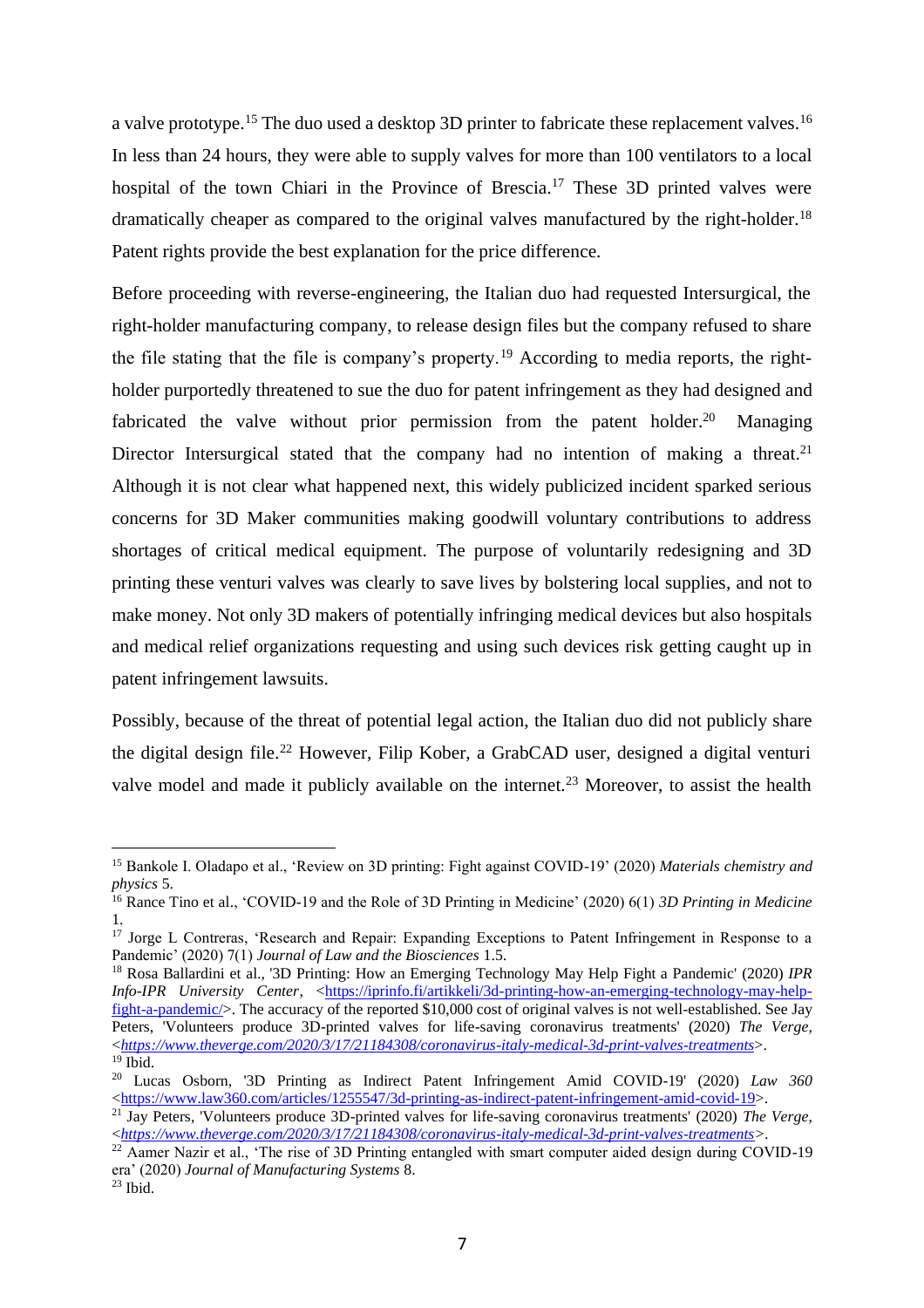a valve prototype.[15] The duo used a desktop 3D printer to fabricate these replacement valves.[16] In less than 24 hours, they were able to supply valves for more than 100 ventilators to a local hospital of the town Chiari in the Province of Brescia.[17] These 3D printed valves were dramatically cheaper as compared to the original valves manufactured by the right-holder.[18] Patent rights provide the best explanation for the price difference.

Before proceeding with reverse-engineering, the Italian duo had requested Intersurgical, the right-holder manufacturing company, to release design files but the company refused to share the file stating that the file is company's property.[19] According to media reports, the right-holder purportedly threatened to sue the duo for patent infringement as they had designed and fabricated the valve without prior permission from the patent holder.[20] Managing Director Intersurgical stated that the company had no intention of making a threat.[21] Although it is not clear what happened next, this widely publicized incident sparked serious concerns for 3D Maker communities making goodwill voluntary contributions to address shortages of critical medical equipment. The purpose of voluntarily redesigning and 3D printing these venturi valves was clearly to save lives by bolstering local supplies, and not to make money. Not only 3D makers of potentially infringing medical devices but also hospitals and medical relief organizations requesting and using such devices risk getting caught up in patent infringement lawsuits.

Possibly, because of the threat of potential legal action, the Italian duo did not publicly share the digital design file.[22] However, Filip Kober, a GrabCAD user, designed a digital venturi valve model and made it publicly available on the internet.[23] Moreover, to assist the health

---

[15] Bankole I. Oladapo et al., 'Review on 3D printing: Fight against COVID-19' (2020) *Materials chemistry and physics* 5.

[16] Rance Tino et al., 'COVID-19 and the Role of 3D Printing in Medicine' (2020) 6(1) *3D Printing in Medicine* 1.

[17] Jorge L Contreras, 'Research and Repair: Expanding Exceptions to Patent Infringement in Response to a Pandemic' (2020) 7(1) *Journal of Law and the Biosciences* 1.5.

[18] Rosa Ballardini et al., '3D Printing: How an Emerging Technology May Help Fight a Pandemic' (2020) *IPR Info-IPR University Center*, <https://iprinfo.fi/artikkeli/3d-printing-how-an-emerging-technology-may-help-fight-a-pandemic/>. The accuracy of the reported $10,000 cost of original valves is not well-established. See Jay Peters, 'Volunteers produce 3D-printed valves for life-saving coronavirus treatments' (2020) *The Verge*, <*https://www.theverge.com/2020/3/17/21184308/coronavirus-italy-medical-3d-print-valves-treatments*>.

[19] Ibid.

[20] Lucas Osborn, '3D Printing as Indirect Patent Infringement Amid COVID-19' (2020) *Law 360* <https://www.law360.com/articles/1255547/3d-printing-as-indirect-patent-infringement-amid-covid-19>.

[21] Jay Peters, 'Volunteers produce 3D-printed valves for life-saving coronavirus treatments' (2020) *The Verge*, <*https://www.theverge.com/2020/3/17/21184308/coronavirus-italy-medical-3d-print-valves-treatments*>.

[22] Aamer Nazir et al., 'The rise of 3D Printing entangled with smart computer aided design during COVID-19 era' (2020) *Journal of Manufacturing Systems* 8.

[23] Ibid.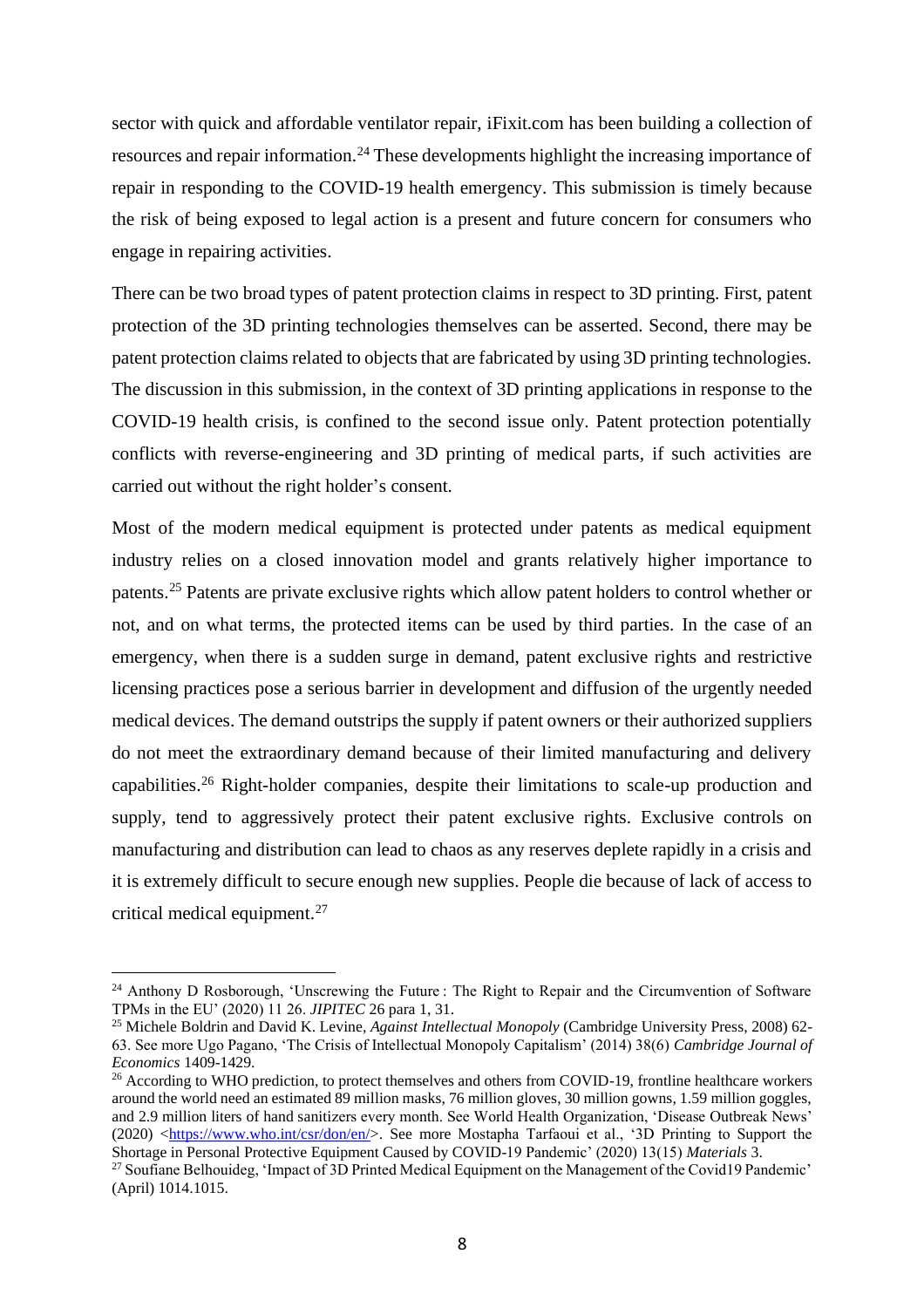sector with quick and affordable ventilator repair, iFixit.com has been building a collection of resources and repair information.[24] These developments highlight the increasing importance of repair in responding to the COVID-19 health emergency. This submission is timely because the risk of being exposed to legal action is a present and future concern for consumers who engage in repairing activities.

There can be two broad types of patent protection claims in respect to 3D printing. First, patent protection of the 3D printing technologies themselves can be asserted. Second, there may be patent protection claims related to objects that are fabricated by using 3D printing technologies. The discussion in this submission, in the context of 3D printing applications in response to the COVID-19 health crisis, is confined to the second issue only. Patent protection potentially conflicts with reverse-engineering and 3D printing of medical parts, if such activities are carried out without the right holder's consent.

Most of the modern medical equipment is protected under patents as medical equipment industry relies on a closed innovation model and grants relatively higher importance to patents.[25] Patents are private exclusive rights which allow patent holders to control whether or not, and on what terms, the protected items can be used by third parties. In the case of an emergency, when there is a sudden surge in demand, patent exclusive rights and restrictive licensing practices pose a serious barrier in development and diffusion of the urgently needed medical devices. The demand outstrips the supply if patent owners or their authorized suppliers do not meet the extraordinary demand because of their limited manufacturing and delivery capabilities.[26] Right-holder companies, despite their limitations to scale-up production and supply, tend to aggressively protect their patent exclusive rights. Exclusive controls on manufacturing and distribution can lead to chaos as any reserves deplete rapidly in a crisis and it is extremely difficult to secure enough new supplies. People die because of lack of access to critical medical equipment.[27]

---

[24] Anthony D Rosborough, 'Unscrewing the Future : The Right to Repair and the Circumvention of Software TPMs in the EU' (2020) 11 26. *JIPITEC* 26 para 1, 31.

[25] Michele Boldrin and David K. Levine, *Against Intellectual Monopoly* (Cambridge University Press, 2008) 62-63. See more Ugo Pagano, 'The Crisis of Intellectual Monopoly Capitalism' (2014) 38(6) *Cambridge Journal of Economics* 1409-1429.

[26] According to WHO prediction, to protect themselves and others from COVID-19, frontline healthcare workers around the world need an estimated 89 million masks, 76 million gloves, 30 million gowns, 1.59 million goggles, and 2.9 million liters of hand sanitizers every month. See World Health Organization, 'Disease Outbreak News' (2020) <https://www.who.int/csr/don/en/>. See more Mostapha Tarfaoui et al., '3D Printing to Support the Shortage in Personal Protective Equipment Caused by COVID-19 Pandemic' (2020) 13(15) *Materials* 3.

[27] Soufiane Belhouideg, 'Impact of 3D Printed Medical Equipment on the Management of the Covid19 Pandemic' (April) 1014.1015.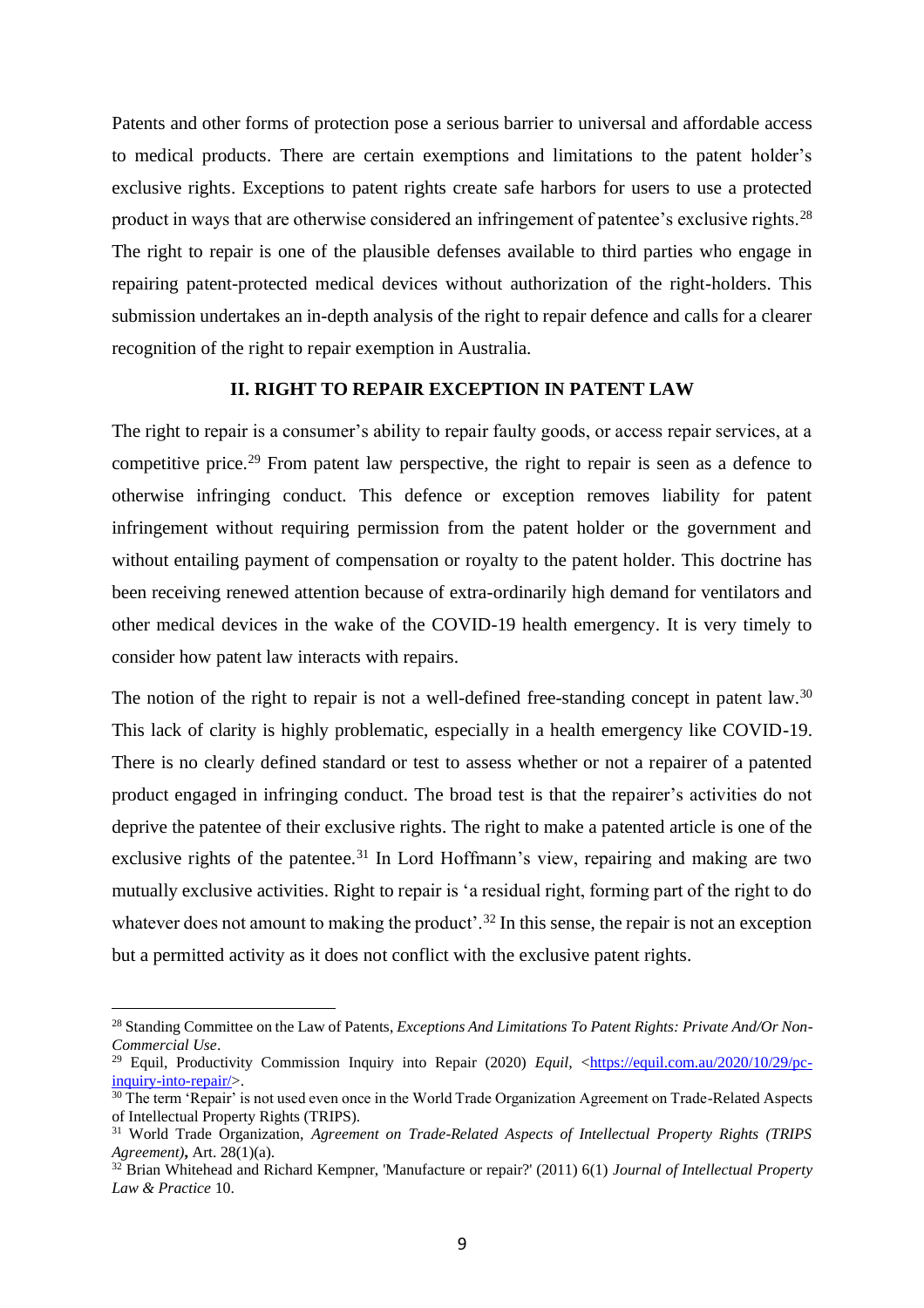Patents and other forms of protection pose a serious barrier to universal and affordable access to medical products. There are certain exemptions and limitations to the patent holder's exclusive rights. Exceptions to patent rights create safe harbors for users to use a protected product in ways that are otherwise considered an infringement of patentee's exclusive rights.[28] The right to repair is one of the plausible defenses available to third parties who engage in repairing patent-protected medical devices without authorization of the right-holders. This submission undertakes an in-depth analysis of the right to repair defence and calls for a clearer recognition of the right to repair exemption in Australia.

## II. RIGHT TO REPAIR EXCEPTION IN PATENT LAW

The right to repair is a consumer's ability to repair faulty goods, or access repair services, at a competitive price.[29] From patent law perspective, the right to repair is seen as a defence to otherwise infringing conduct. This defence or exception removes liability for patent infringement without requiring permission from the patent holder or the government and without entailing payment of compensation or royalty to the patent holder. This doctrine has been receiving renewed attention because of extra-ordinarily high demand for ventilators and other medical devices in the wake of the COVID-19 health emergency. It is very timely to consider how patent law interacts with repairs.

The notion of the right to repair is not a well-defined free-standing concept in patent law.[30] This lack of clarity is highly problematic, especially in a health emergency like COVID-19. There is no clearly defined standard or test to assess whether or not a repairer of a patented product engaged in infringing conduct. The broad test is that the repairer's activities do not deprive the patentee of their exclusive rights. The right to make a patented article is one of the exclusive rights of the patentee.[31] In Lord Hoffmann's view, repairing and making are two mutually exclusive activities. Right to repair is 'a residual right, forming part of the right to do whatever does not amount to making the product'.[32] In this sense, the repair is not an exception but a permitted activity as it does not conflict with the exclusive patent rights.

---

[28] Standing Committee on the Law of Patents, *Exceptions And Limitations To Patent Rights: Private And/Or Non-Commercial Use*.

[29] Equil, Productivity Commission Inquiry into Repair (2020) *Equil,* <https://equil.com.au/2020/10/29/pc-inquiry-into-repair/>.

[30] The term 'Repair' is not used even once in the World Trade Organization Agreement on Trade-Related Aspects of Intellectual Property Rights (TRIPS).

[31] World Trade Organization, *Agreement on Trade-Related Aspects of Intellectual Property Rights (TRIPS Agreement)***,** Art. 28(1)(a).

[32] Brian Whitehead and Richard Kempner, 'Manufacture or repair?' (2011) 6(1) *Journal of Intellectual Property Law & Practice* 10.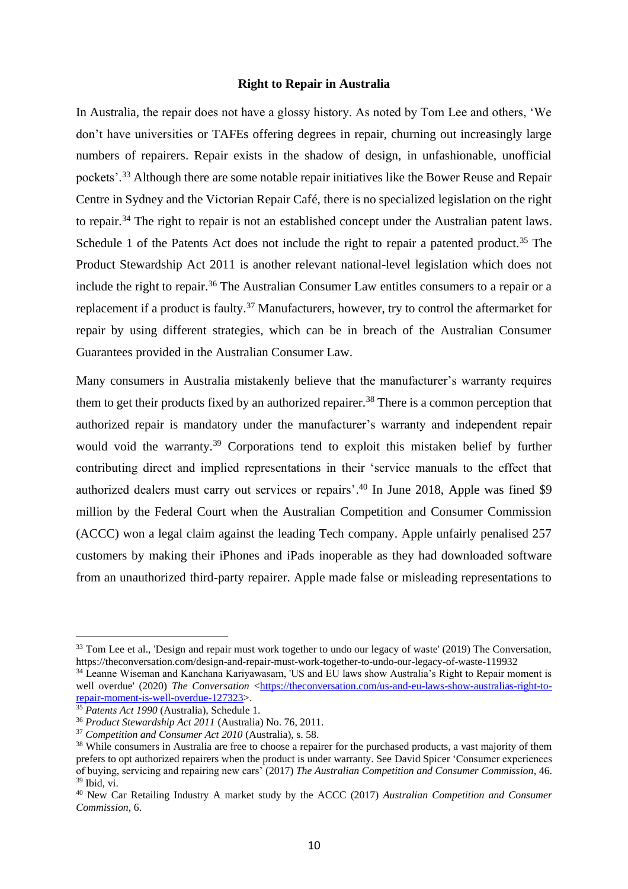**Right to Repair in Australia**

In Australia, the repair does not have a glossy history. As noted by Tom Lee and others, 'We don't have universities or TAFEs offering degrees in repair, churning out increasingly large numbers of repairers. Repair exists in the shadow of design, in unfashionable, unofficial pockets'.[33] Although there are some notable repair initiatives like the Bower Reuse and Repair Centre in Sydney and the Victorian Repair Café, there is no specialized legislation on the right to repair.[34] The right to repair is not an established concept under the Australian patent laws. Schedule 1 of the Patents Act does not include the right to repair a patented product.[35] The Product Stewardship Act 2011 is another relevant national-level legislation which does not include the right to repair.[36] The Australian Consumer Law entitles consumers to a repair or a replacement if a product is faulty.[37] Manufacturers, however, try to control the aftermarket for repair by using different strategies, which can be in breach of the Australian Consumer Guarantees provided in the Australian Consumer Law.

Many consumers in Australia mistakenly believe that the manufacturer's warranty requires them to get their products fixed by an authorized repairer.[38] There is a common perception that authorized repair is mandatory under the manufacturer's warranty and independent repair would void the warranty.[39] Corporations tend to exploit this mistaken belief by further contributing direct and implied representations in their 'service manuals to the effect that authorized dealers must carry out services or repairs'.[40] In June 2018, Apple was fined $9 million by the Federal Court when the Australian Competition and Consumer Commission (ACCC) won a legal claim against the leading Tech company. Apple unfairly penalised 257 customers by making their iPhones and iPads inoperable as they had downloaded software from an unauthorized third-party repairer. Apple made false or misleading representations to

---

[33] Tom Lee et al., 'Design and repair must work together to undo our legacy of waste' (2019) The Conversation, https://theconversation.com/design-and-repair-must-work-together-to-undo-our-legacy-of-waste-119932

[34] Leanne Wiseman and Kanchana Kariyawasam, 'US and EU laws show Australia's Right to Repair moment is well overdue' (2020) *The Conversation* <https://theconversation.com/us-and-eu-laws-show-australias-right-to-repair-moment-is-well-overdue-127323>.

[35] *Patents Act 1990* (Australia), Schedule 1.

[36] *Product Stewardship Act 2011* (Australia) No. 76, 2011.

[37] *Competition and Consumer Act 2010* (Australia), s. 58.

[38] While consumers in Australia are free to choose a repairer for the purchased products, a vast majority of them prefers to opt authorized repairers when the product is under warranty. See David Spicer 'Consumer experiences of buying, servicing and repairing new cars' (2017) *The Australian Competition and Consumer Commission,* 46.

[39] Ibid, vi.

[40] New Car Retailing Industry A market study by the ACCC (2017) *Australian Competition and Consumer Commission,* 6.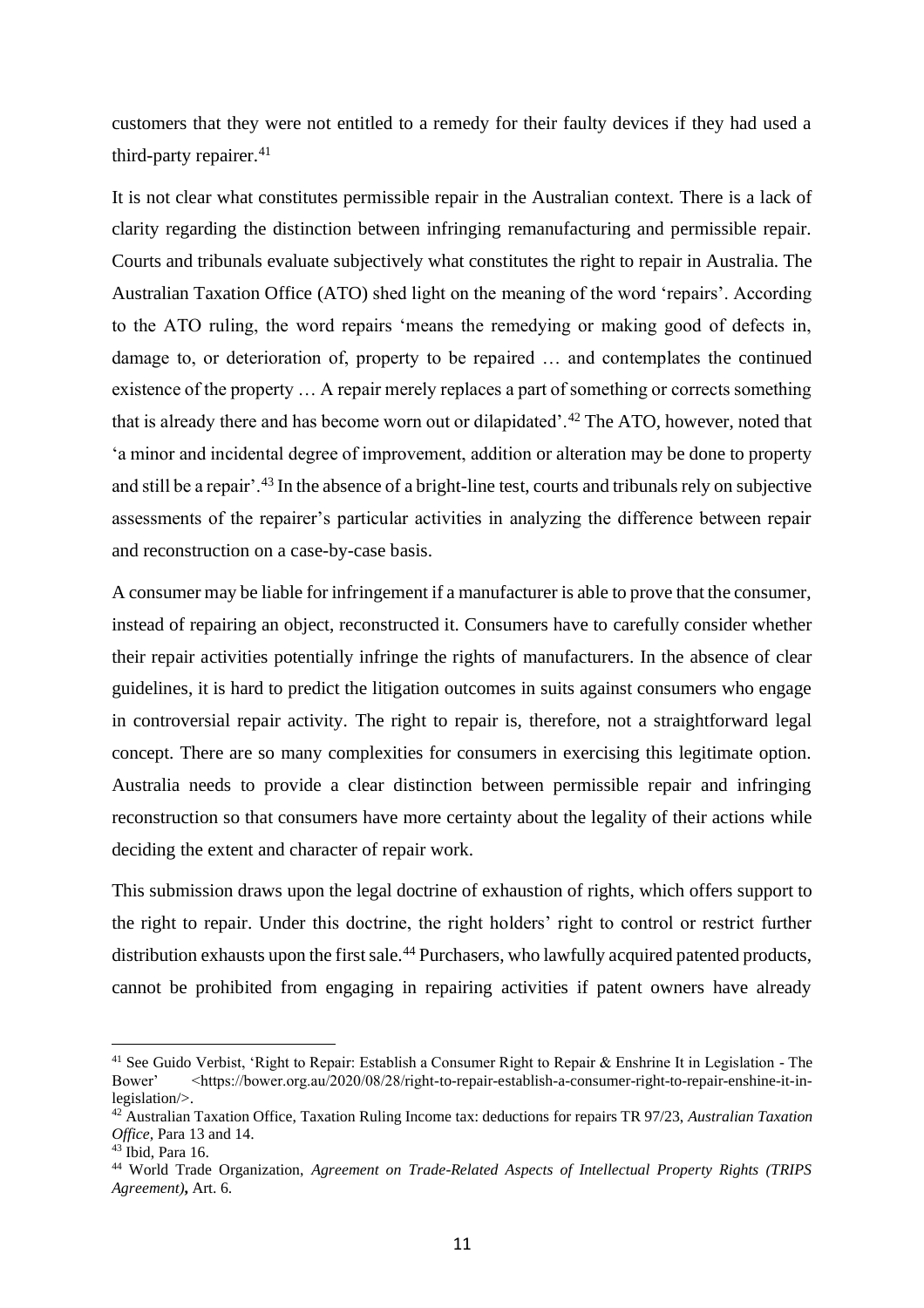customers that they were not entitled to a remedy for their faulty devices if they had used a third-party repairer.[41]

It is not clear what constitutes permissible repair in the Australian context. There is a lack of clarity regarding the distinction between infringing remanufacturing and permissible repair. Courts and tribunals evaluate subjectively what constitutes the right to repair in Australia. The Australian Taxation Office (ATO) shed light on the meaning of the word 'repairs'. According to the ATO ruling, the word repairs 'means the remedying or making good of defects in, damage to, or deterioration of, property to be repaired … and contemplates the continued existence of the property … A repair merely replaces a part of something or corrects something that is already there and has become worn out or dilapidated'.[42] The ATO, however, noted that 'a minor and incidental degree of improvement, addition or alteration may be done to property and still be a repair'.[43] In the absence of a bright-line test, courts and tribunals rely on subjective assessments of the repairer's particular activities in analyzing the difference between repair and reconstruction on a case-by-case basis.

A consumer may be liable for infringement if a manufacturer is able to prove that the consumer, instead of repairing an object, reconstructed it. Consumers have to carefully consider whether their repair activities potentially infringe the rights of manufacturers. In the absence of clear guidelines, it is hard to predict the litigation outcomes in suits against consumers who engage in controversial repair activity. The right to repair is, therefore, not a straightforward legal concept. There are so many complexities for consumers in exercising this legitimate option. Australia needs to provide a clear distinction between permissible repair and infringing reconstruction so that consumers have more certainty about the legality of their actions while deciding the extent and character of repair work.

This submission draws upon the legal doctrine of exhaustion of rights, which offers support to the right to repair. Under this doctrine, the right holders' right to control or restrict further distribution exhausts upon the first sale.[44] Purchasers, who lawfully acquired patented products, cannot be prohibited from engaging in repairing activities if patent owners have already

---

[41] See Guido Verbist, 'Right to Repair: Establish a Consumer Right to Repair & Enshrine It in Legislation - The Bower' <https://bower.org.au/2020/08/28/right-to-repair-establish-a-consumer-right-to-repair-enshine-it-in-legislation/>.

[42] Australian Taxation Office, Taxation Ruling Income tax: deductions for repairs TR 97/23, *Australian Taxation Office,* Para 13 and 14.

[43] Ibid, Para 16.

[44] World Trade Organization, *Agreement on Trade-Related Aspects of Intellectual Property Rights (TRIPS Agreement)***,** Art. 6.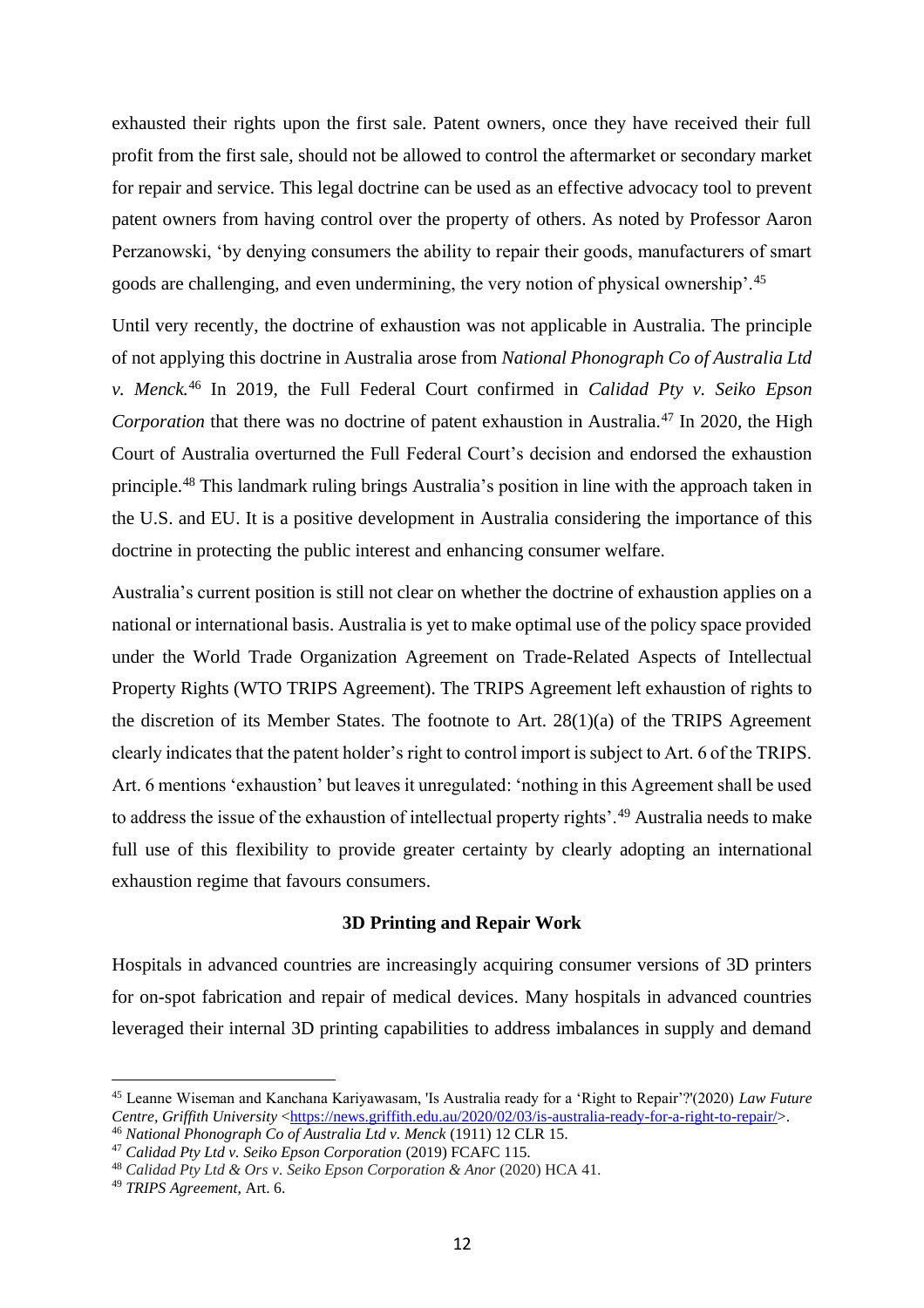exhausted their rights upon the first sale. Patent owners, once they have received their full profit from the first sale, should not be allowed to control the aftermarket or secondary market for repair and service. This legal doctrine can be used as an effective advocacy tool to prevent patent owners from having control over the property of others. As noted by Professor Aaron Perzanowski, 'by denying consumers the ability to repair their goods, manufacturers of smart goods are challenging, and even undermining, the very notion of physical ownership'.[45]

Until very recently, the doctrine of exhaustion was not applicable in Australia. The principle of not applying this doctrine in Australia arose from *National Phonograph Co of Australia Ltd v. Menck.*[46] In 2019, the Full Federal Court confirmed in *Calidad Pty v. Seiko Epson Corporation* that there was no doctrine of patent exhaustion in Australia.[47] In 2020, the High Court of Australia overturned the Full Federal Court's decision and endorsed the exhaustion principle.[48] This landmark ruling brings Australia's position in line with the approach taken in the U.S. and EU. It is a positive development in Australia considering the importance of this doctrine in protecting the public interest and enhancing consumer welfare.

Australia's current position is still not clear on whether the doctrine of exhaustion applies on a national or international basis. Australia is yet to make optimal use of the policy space provided under the World Trade Organization Agreement on Trade-Related Aspects of Intellectual Property Rights (WTO TRIPS Agreement). The TRIPS Agreement left exhaustion of rights to the discretion of its Member States. The footnote to Art. 28(1)(a) of the TRIPS Agreement clearly indicates that the patent holder's right to control import is subject to Art. 6 of the TRIPS. Art. 6 mentions 'exhaustion' but leaves it unregulated: 'nothing in this Agreement shall be used to address the issue of the exhaustion of intellectual property rights'.[49] Australia needs to make full use of this flexibility to provide greater certainty by clearly adopting an international exhaustion regime that favours consumers.

### 3D Printing and Repair Work

Hospitals in advanced countries are increasingly acquiring consumer versions of 3D printers for on-spot fabrication and repair of medical devices. Many hospitals in advanced countries leveraged their internal 3D printing capabilities to address imbalances in supply and demand

---

[45] Leanne Wiseman and Kanchana Kariyawasam, 'Is Australia ready for a 'Right to Repair'?'(2020) *Law Future Centre, Griffith University* <https://news.griffith.edu.au/2020/02/03/is-australia-ready-for-a-right-to-repair/>.

[46] *National Phonograph Co of Australia Ltd v. Menck* (1911) 12 CLR 15.

[47] *Calidad Pty Ltd v. Seiko Epson Corporation* (2019) FCAFC 115.

[48] *Calidad Pty Ltd & Ors v. Seiko Epson Corporation & Anor* (2020) HCA 41.

[49] *TRIPS Agreement*, Art. 6.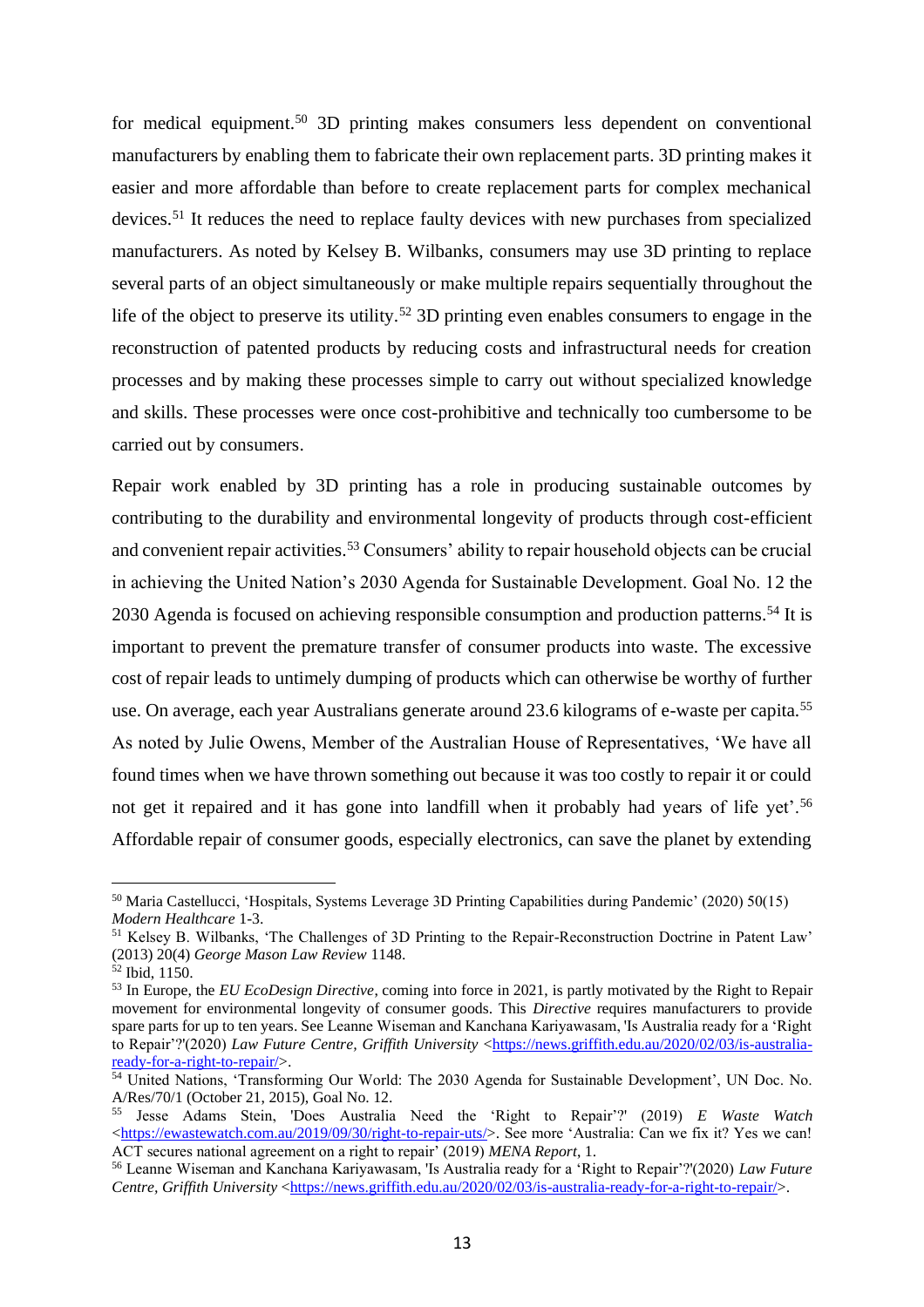for medical equipment.[50] 3D printing makes consumers less dependent on conventional manufacturers by enabling them to fabricate their own replacement parts. 3D printing makes it easier and more affordable than before to create replacement parts for complex mechanical devices.[51] It reduces the need to replace faulty devices with new purchases from specialized manufacturers. As noted by Kelsey B. Wilbanks, consumers may use 3D printing to replace several parts of an object simultaneously or make multiple repairs sequentially throughout the life of the object to preserve its utility.[52] 3D printing even enables consumers to engage in the reconstruction of patented products by reducing costs and infrastructural needs for creation processes and by making these processes simple to carry out without specialized knowledge and skills. These processes were once cost-prohibitive and technically too cumbersome to be carried out by consumers.

Repair work enabled by 3D printing has a role in producing sustainable outcomes by contributing to the durability and environmental longevity of products through cost-efficient and convenient repair activities.[53] Consumers' ability to repair household objects can be crucial in achieving the United Nation's 2030 Agenda for Sustainable Development. Goal No. 12 the 2030 Agenda is focused on achieving responsible consumption and production patterns.[54] It is important to prevent the premature transfer of consumer products into waste. The excessive cost of repair leads to untimely dumping of products which can otherwise be worthy of further use. On average, each year Australians generate around 23.6 kilograms of e-waste per capita.[55] As noted by Julie Owens, Member of the Australian House of Representatives, 'We have all found times when we have thrown something out because it was too costly to repair it or could not get it repaired and it has gone into landfill when it probably had years of life yet'.[56] Affordable repair of consumer goods, especially electronics, can save the planet by extending

---

[50] Maria Castellucci, 'Hospitals, Systems Leverage 3D Printing Capabilities during Pandemic' (2020) 50(15) *Modern Healthcare* 1-3.

[51] Kelsey B. Wilbanks, 'The Challenges of 3D Printing to the Repair-Reconstruction Doctrine in Patent Law' (2013) 20(4) *George Mason Law Review* 1148.

[52] Ibid, 1150.

[53] In Europe, the *EU EcoDesign Directive*, coming into force in 2021, is partly motivated by the Right to Repair movement for environmental longevity of consumer goods. This *Directive* requires manufacturers to provide spare parts for up to ten years. See Leanne Wiseman and Kanchana Kariyawasam, 'Is Australia ready for a 'Right to Repair'?'(2020) *Law Future Centre, Griffith University* <https://news.griffith.edu.au/2020/02/03/is-australia-ready-for-a-right-to-repair/>.

[54] United Nations, 'Transforming Our World: The 2030 Agenda for Sustainable Development', UN Doc. No. A/Res/70/1 (October 21, 2015), Goal No. 12.

[55] Jesse Adams Stein, 'Does Australia Need the 'Right to Repair'?' (2019) *E Waste Watch* <https://ewastewatch.com.au/2019/09/30/right-to-repair-uts/>. See more 'Australia: Can we fix it? Yes we can! ACT secures national agreement on a right to repair' (2019) *MENA Report*, 1.

[56] Leanne Wiseman and Kanchana Kariyawasam, 'Is Australia ready for a 'Right to Repair'?'(2020) *Law Future Centre, Griffith University* <https://news.griffith.edu.au/2020/02/03/is-australia-ready-for-a-right-to-repair/>.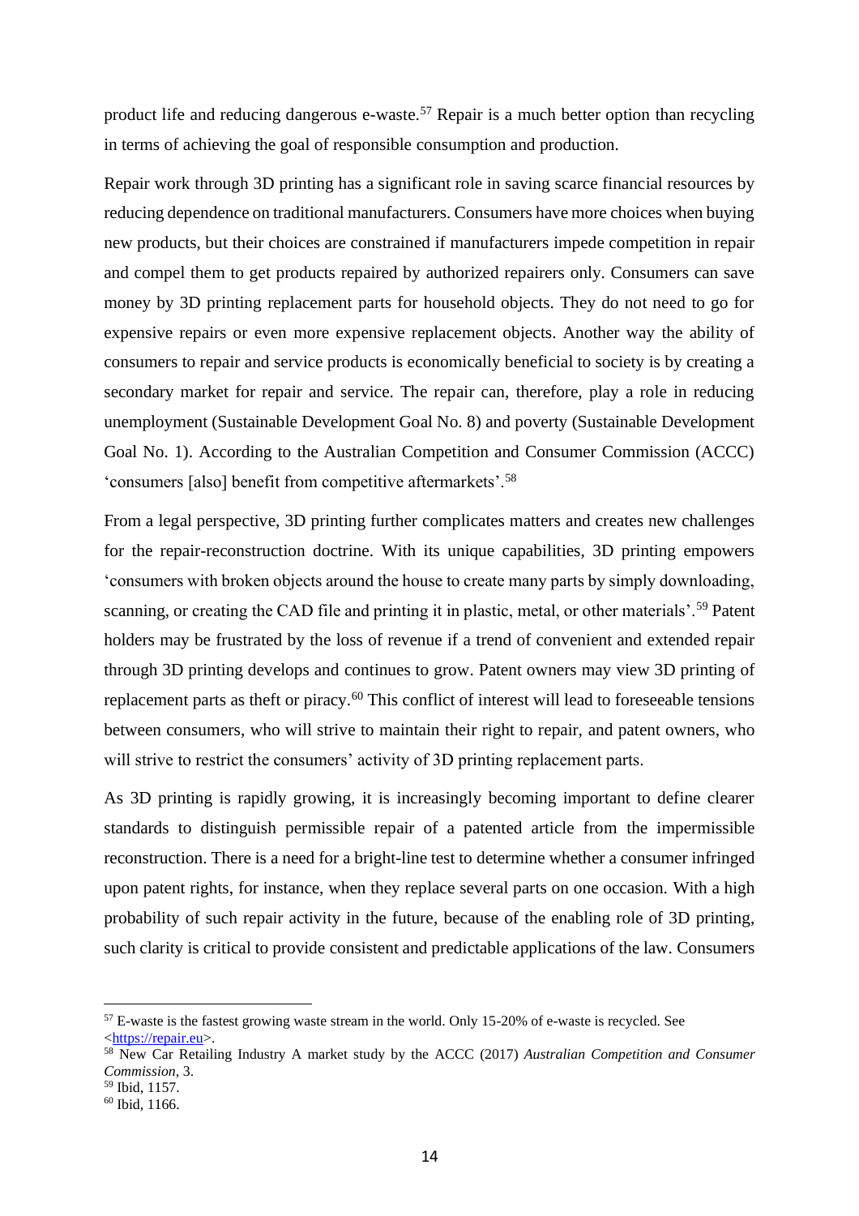product life and reducing dangerous e-waste.[57] Repair is a much better option than recycling in terms of achieving the goal of responsible consumption and production.

Repair work through 3D printing has a significant role in saving scarce financial resources by reducing dependence on traditional manufacturers. Consumers have more choices when buying new products, but their choices are constrained if manufacturers impede competition in repair and compel them to get products repaired by authorized repairers only. Consumers can save money by 3D printing replacement parts for household objects. They do not need to go for expensive repairs or even more expensive replacement objects. Another way the ability of consumers to repair and service products is economically beneficial to society is by creating a secondary market for repair and service. The repair can, therefore, play a role in reducing unemployment (Sustainable Development Goal No. 8) and poverty (Sustainable Development Goal No. 1). According to the Australian Competition and Consumer Commission (ACCC) 'consumers [also] benefit from competitive aftermarkets'.[58]

From a legal perspective, 3D printing further complicates matters and creates new challenges for the repair-reconstruction doctrine. With its unique capabilities, 3D printing empowers 'consumers with broken objects around the house to create many parts by simply downloading, scanning, or creating the CAD file and printing it in plastic, metal, or other materials'.[59] Patent holders may be frustrated by the loss of revenue if a trend of convenient and extended repair through 3D printing develops and continues to grow. Patent owners may view 3D printing of replacement parts as theft or piracy.[60] This conflict of interest will lead to foreseeable tensions between consumers, who will strive to maintain their right to repair, and patent owners, who will strive to restrict the consumers' activity of 3D printing replacement parts.

As 3D printing is rapidly growing, it is increasingly becoming important to define clearer standards to distinguish permissible repair of a patented article from the impermissible reconstruction. There is a need for a bright-line test to determine whether a consumer infringed upon patent rights, for instance, when they replace several parts on one occasion. With a high probability of such repair activity in the future, because of the enabling role of 3D printing, such clarity is critical to provide consistent and predictable applications of the law. Consumers

---

[57] E-waste is the fastest growing waste stream in the world. Only 15-20% of e-waste is recycled. See <https://repair.eu>.

[58] New Car Retailing Industry A market study by the ACCC (2017) *Australian Competition and Consumer Commission*, 3.

[59] Ibid, 1157.

[60] Ibid, 1166.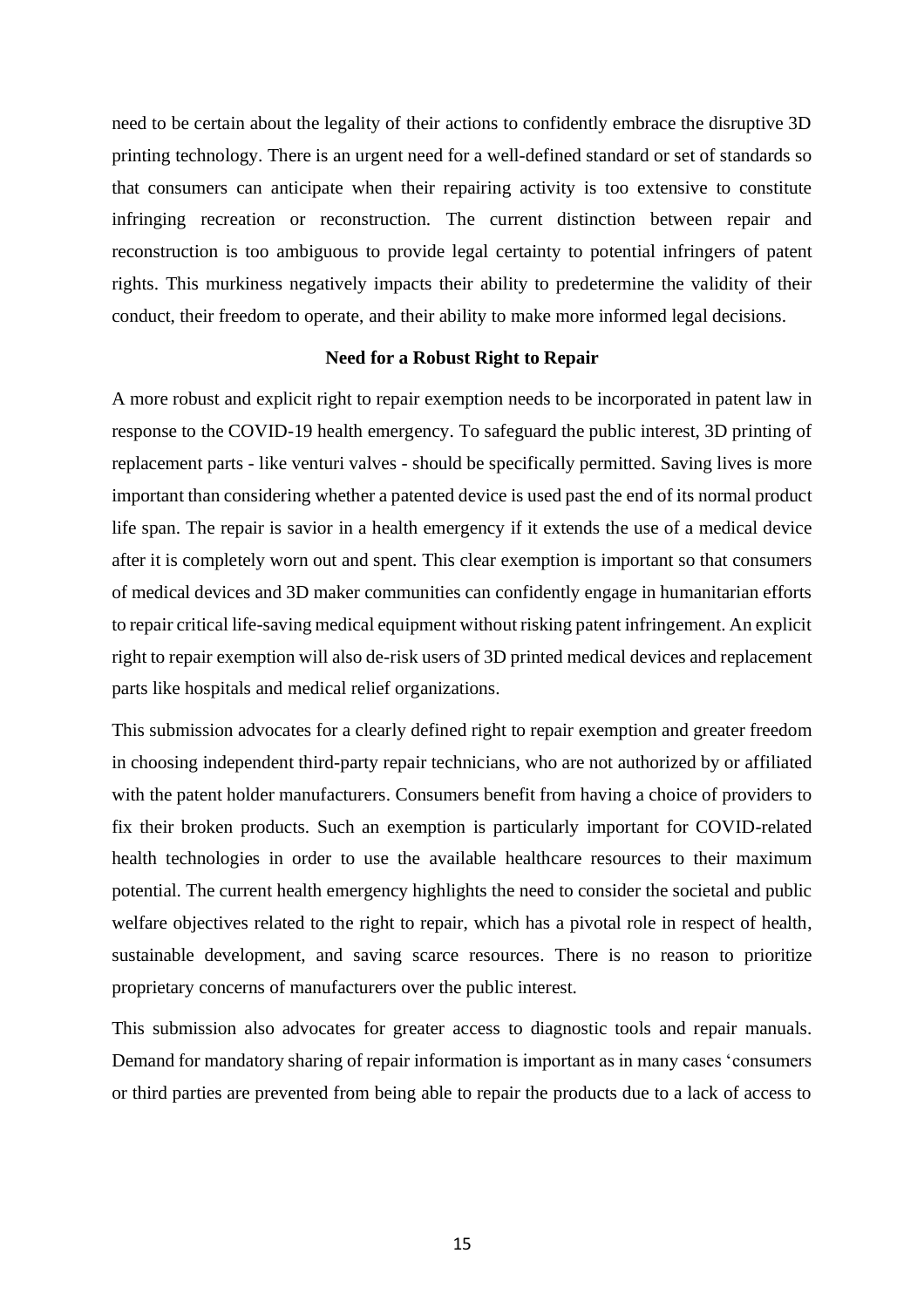need to be certain about the legality of their actions to confidently embrace the disruptive 3D printing technology. There is an urgent need for a well-defined standard or set of standards so that consumers can anticipate when their repairing activity is too extensive to constitute infringing recreation or reconstruction. The current distinction between repair and reconstruction is too ambiguous to provide legal certainty to potential infringers of patent rights. This murkiness negatively impacts their ability to predetermine the validity of their conduct, their freedom to operate, and their ability to make more informed legal decisions.

**Need for a Robust Right to Repair**

A more robust and explicit right to repair exemption needs to be incorporated in patent law in response to the COVID-19 health emergency. To safeguard the public interest, 3D printing of replacement parts - like venturi valves - should be specifically permitted. Saving lives is more important than considering whether a patented device is used past the end of its normal product life span. The repair is savior in a health emergency if it extends the use of a medical device after it is completely worn out and spent. This clear exemption is important so that consumers of medical devices and 3D maker communities can confidently engage in humanitarian efforts to repair critical life-saving medical equipment without risking patent infringement. An explicit right to repair exemption will also de-risk users of 3D printed medical devices and replacement parts like hospitals and medical relief organizations.

This submission advocates for a clearly defined right to repair exemption and greater freedom in choosing independent third-party repair technicians, who are not authorized by or affiliated with the patent holder manufacturers. Consumers benefit from having a choice of providers to fix their broken products. Such an exemption is particularly important for COVID-related health technologies in order to use the available healthcare resources to their maximum potential. The current health emergency highlights the need to consider the societal and public welfare objectives related to the right to repair, which has a pivotal role in respect of health, sustainable development, and saving scarce resources. There is no reason to prioritize proprietary concerns of manufacturers over the public interest.

This submission also advocates for greater access to diagnostic tools and repair manuals. Demand for mandatory sharing of repair information is important as in many cases 'consumers or third parties are prevented from being able to repair the products due to a lack of access to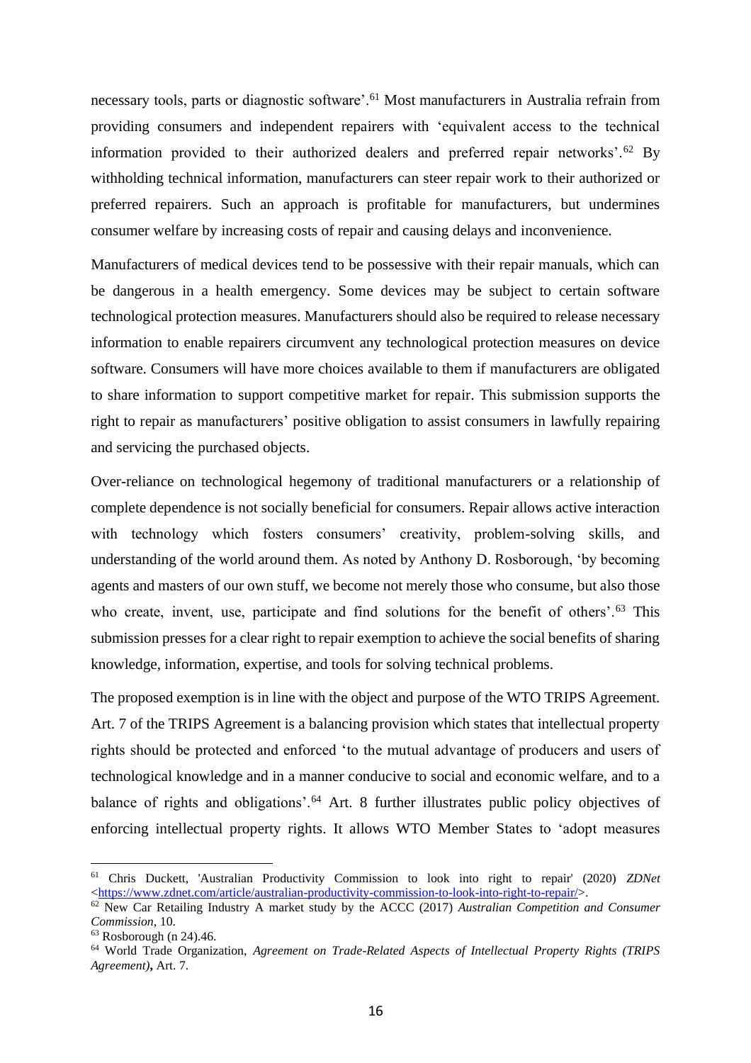necessary tools, parts or diagnostic software'.[61] Most manufacturers in Australia refrain from providing consumers and independent repairers with 'equivalent access to the technical information provided to their authorized dealers and preferred repair networks'.[62] By withholding technical information, manufacturers can steer repair work to their authorized or preferred repairers. Such an approach is profitable for manufacturers, but undermines consumer welfare by increasing costs of repair and causing delays and inconvenience.

Manufacturers of medical devices tend to be possessive with their repair manuals, which can be dangerous in a health emergency. Some devices may be subject to certain software technological protection measures. Manufacturers should also be required to release necessary information to enable repairers circumvent any technological protection measures on device software. Consumers will have more choices available to them if manufacturers are obligated to share information to support competitive market for repair. This submission supports the right to repair as manufacturers' positive obligation to assist consumers in lawfully repairing and servicing the purchased objects.

Over-reliance on technological hegemony of traditional manufacturers or a relationship of complete dependence is not socially beneficial for consumers. Repair allows active interaction with technology which fosters consumers' creativity, problem-solving skills, and understanding of the world around them. As noted by Anthony D. Rosborough, 'by becoming agents and masters of our own stuff, we become not merely those who consume, but also those who create, invent, use, participate and find solutions for the benefit of others'.[63] This submission presses for a clear right to repair exemption to achieve the social benefits of sharing knowledge, information, expertise, and tools for solving technical problems.

The proposed exemption is in line with the object and purpose of the WTO TRIPS Agreement. Art. 7 of the TRIPS Agreement is a balancing provision which states that intellectual property rights should be protected and enforced 'to the mutual advantage of producers and users of technological knowledge and in a manner conducive to social and economic welfare, and to a balance of rights and obligations'.[64] Art. 8 further illustrates public policy objectives of enforcing intellectual property rights. It allows WTO Member States to 'adopt measures

---

[61] Chris Duckett, 'Australian Productivity Commission to look into right to repair' (2020) *ZDNet* <https://www.zdnet.com/article/australian-productivity-commission-to-look-into-right-to-repair/>.

[62] New Car Retailing Industry A market study by the ACCC (2017) *Australian Competition and Consumer Commission,* 10.

[63] Rosborough (n 24).46.

[64] World Trade Organization, *Agreement on Trade-Related Aspects of Intellectual Property Rights (TRIPS Agreement)***,** Art. 7.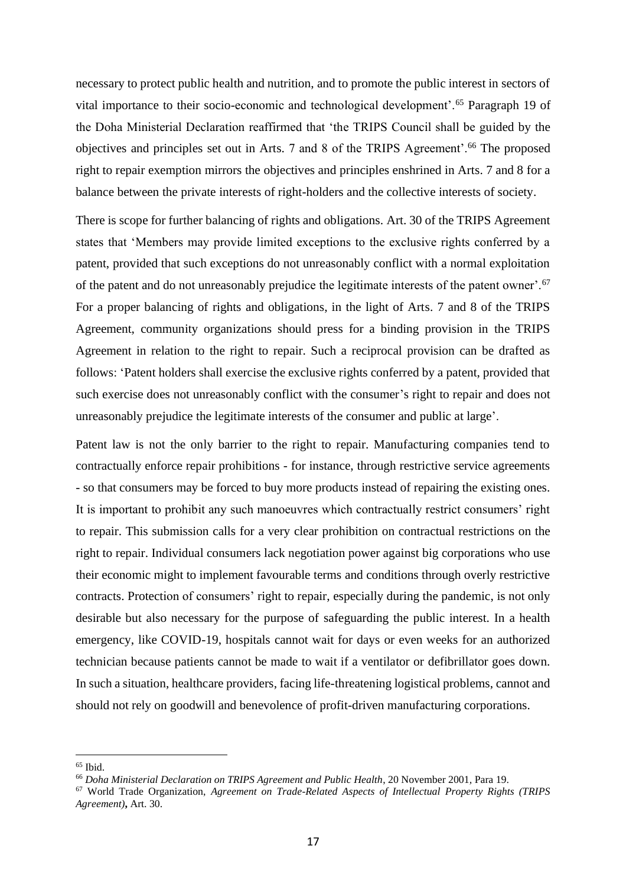necessary to protect public health and nutrition, and to promote the public interest in sectors of vital importance to their socio-economic and technological development'.[65] Paragraph 19 of the Doha Ministerial Declaration reaffirmed that 'the TRIPS Council shall be guided by the objectives and principles set out in Arts. 7 and 8 of the TRIPS Agreement'.[66] The proposed right to repair exemption mirrors the objectives and principles enshrined in Arts. 7 and 8 for a balance between the private interests of right-holders and the collective interests of society.

There is scope for further balancing of rights and obligations. Art. 30 of the TRIPS Agreement states that 'Members may provide limited exceptions to the exclusive rights conferred by a patent, provided that such exceptions do not unreasonably conflict with a normal exploitation of the patent and do not unreasonably prejudice the legitimate interests of the patent owner'.[67] For a proper balancing of rights and obligations, in the light of Arts. 7 and 8 of the TRIPS Agreement, community organizations should press for a binding provision in the TRIPS Agreement in relation to the right to repair. Such a reciprocal provision can be drafted as follows: 'Patent holders shall exercise the exclusive rights conferred by a patent, provided that such exercise does not unreasonably conflict with the consumer's right to repair and does not unreasonably prejudice the legitimate interests of the consumer and public at large'.

Patent law is not the only barrier to the right to repair. Manufacturing companies tend to contractually enforce repair prohibitions - for instance, through restrictive service agreements - so that consumers may be forced to buy more products instead of repairing the existing ones. It is important to prohibit any such manoeuvres which contractually restrict consumers' right to repair. This submission calls for a very clear prohibition on contractual restrictions on the right to repair. Individual consumers lack negotiation power against big corporations who use their economic might to implement favourable terms and conditions through overly restrictive contracts. Protection of consumers' right to repair, especially during the pandemic, is not only desirable but also necessary for the purpose of safeguarding the public interest. In a health emergency, like COVID-19, hospitals cannot wait for days or even weeks for an authorized technician because patients cannot be made to wait if a ventilator or defibrillator goes down. In such a situation, healthcare providers, facing life-threatening logistical problems, cannot and should not rely on goodwill and benevolence of profit-driven manufacturing corporations.

---

[65] Ibid.

[66] *Doha Ministerial Declaration on TRIPS Agreement and Public Health*, 20 November 2001, Para 19.

[67] World Trade Organization, *Agreement on Trade-Related Aspects of Intellectual Property Rights (TRIPS Agreement)*, Art. 30.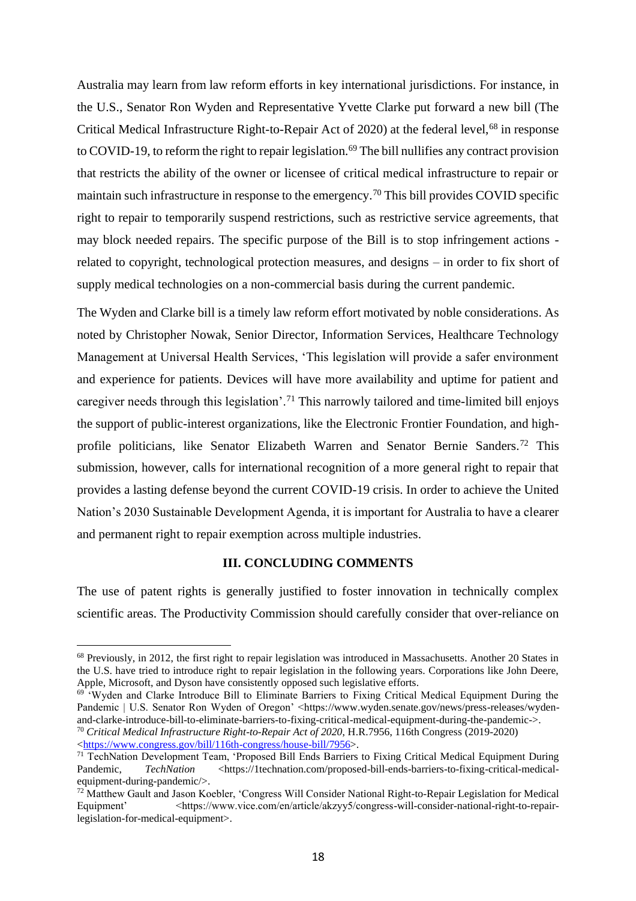Australia may learn from law reform efforts in key international jurisdictions. For instance, in the U.S., Senator Ron Wyden and Representative Yvette Clarke put forward a new bill (The Critical Medical Infrastructure Right-to-Repair Act of 2020) at the federal level,[68] in response to COVID-19, to reform the right to repair legislation.[69] The bill nullifies any contract provision that restricts the ability of the owner or licensee of critical medical infrastructure to repair or maintain such infrastructure in response to the emergency.[70] This bill provides COVID specific right to repair to temporarily suspend restrictions, such as restrictive service agreements, that may block needed repairs. The specific purpose of the Bill is to stop infringement actions - related to copyright, technological protection measures, and designs – in order to fix short of supply medical technologies on a non-commercial basis during the current pandemic.

The Wyden and Clarke bill is a timely law reform effort motivated by noble considerations. As noted by Christopher Nowak, Senior Director, Information Services, Healthcare Technology Management at Universal Health Services, 'This legislation will provide a safer environment and experience for patients. Devices will have more availability and uptime for patient and caregiver needs through this legislation'.[71] This narrowly tailored and time-limited bill enjoys the support of public-interest organizations, like the Electronic Frontier Foundation, and high-profile politicians, like Senator Elizabeth Warren and Senator Bernie Sanders.[72] This submission, however, calls for international recognition of a more general right to repair that provides a lasting defense beyond the current COVID-19 crisis. In order to achieve the United Nation's 2030 Sustainable Development Agenda, it is important for Australia to have a clearer and permanent right to repair exemption across multiple industries.

## III. CONCLUDING COMMENTS

The use of patent rights is generally justified to foster innovation in technically complex scientific areas. The Productivity Commission should carefully consider that over-reliance on

---

[68] Previously, in 2012, the first right to repair legislation was introduced in Massachusetts. Another 20 States in the U.S. have tried to introduce right to repair legislation in the following years. Corporations like John Deere, Apple, Microsoft, and Dyson have consistently opposed such legislative efforts.

[69] 'Wyden and Clarke Introduce Bill to Eliminate Barriers to Fixing Critical Medical Equipment During the Pandemic | U.S. Senator Ron Wyden of Oregon' <https://www.wyden.senate.gov/news/press-releases/wyden-and-clarke-introduce-bill-to-eliminate-barriers-to-fixing-critical-medical-equipment-during-the-pandemic->.

[70] *Critical Medical Infrastructure Right-to-Repair Act of 2020*, H.R.7956, 116th Congress (2019-2020) <https://www.congress.gov/bill/116th-congress/house-bill/7956>.

[71] TechNation Development Team, 'Proposed Bill Ends Barriers to Fixing Critical Medical Equipment During Pandemic, *TechNation* <https://1technation.com/proposed-bill-ends-barriers-to-fixing-critical-medical-equipment-during-pandemic/>.

[72] Matthew Gault and Jason Koebler, 'Congress Will Consider National Right-to-Repair Legislation for Medical Equipment' <https://www.vice.com/en/article/akzyy5/congress-will-consider-national-right-to-repair-legislation-for-medical-equipment>.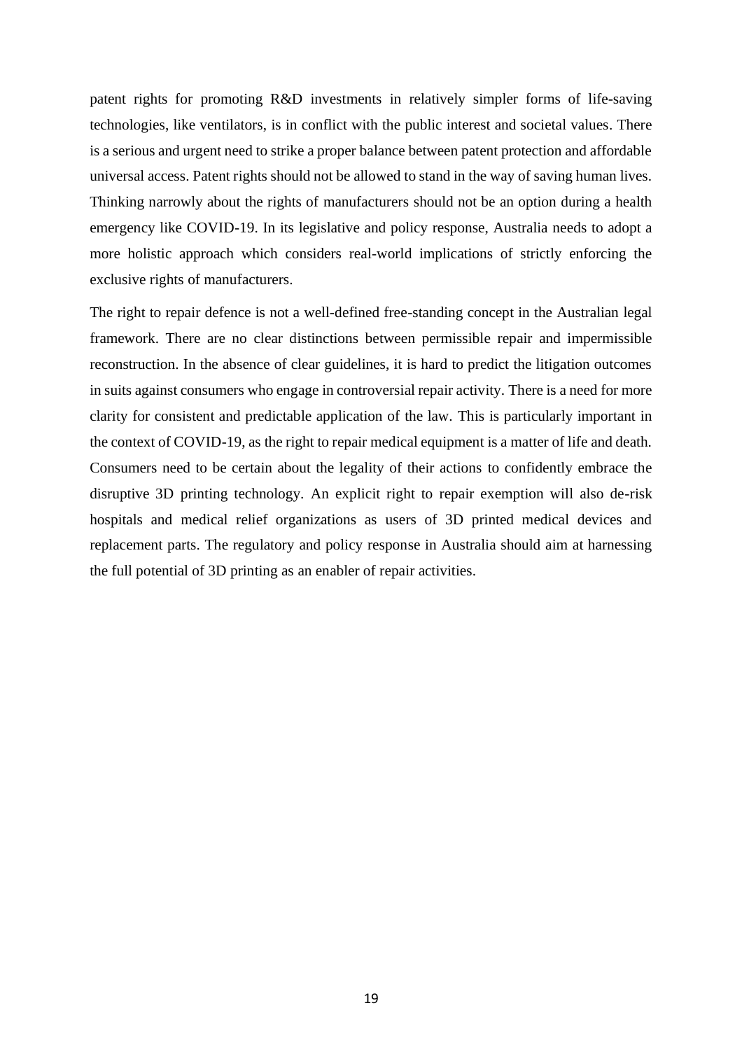patent rights for promoting R&D investments in relatively simpler forms of life-saving technologies, like ventilators, is in conflict with the public interest and societal values. There is a serious and urgent need to strike a proper balance between patent protection and affordable universal access. Patent rights should not be allowed to stand in the way of saving human lives. Thinking narrowly about the rights of manufacturers should not be an option during a health emergency like COVID-19. In its legislative and policy response, Australia needs to adopt a more holistic approach which considers real-world implications of strictly enforcing the exclusive rights of manufacturers.

The right to repair defence is not a well-defined free-standing concept in the Australian legal framework. There are no clear distinctions between permissible repair and impermissible reconstruction. In the absence of clear guidelines, it is hard to predict the litigation outcomes in suits against consumers who engage in controversial repair activity. There is a need for more clarity for consistent and predictable application of the law. This is particularly important in the context of COVID-19, as the right to repair medical equipment is a matter of life and death. Consumers need to be certain about the legality of their actions to confidently embrace the disruptive 3D printing technology. An explicit right to repair exemption will also de-risk hospitals and medical relief organizations as users of 3D printed medical devices and replacement parts. The regulatory and policy response in Australia should aim at harnessing the full potential of 3D printing as an enabler of repair activities.